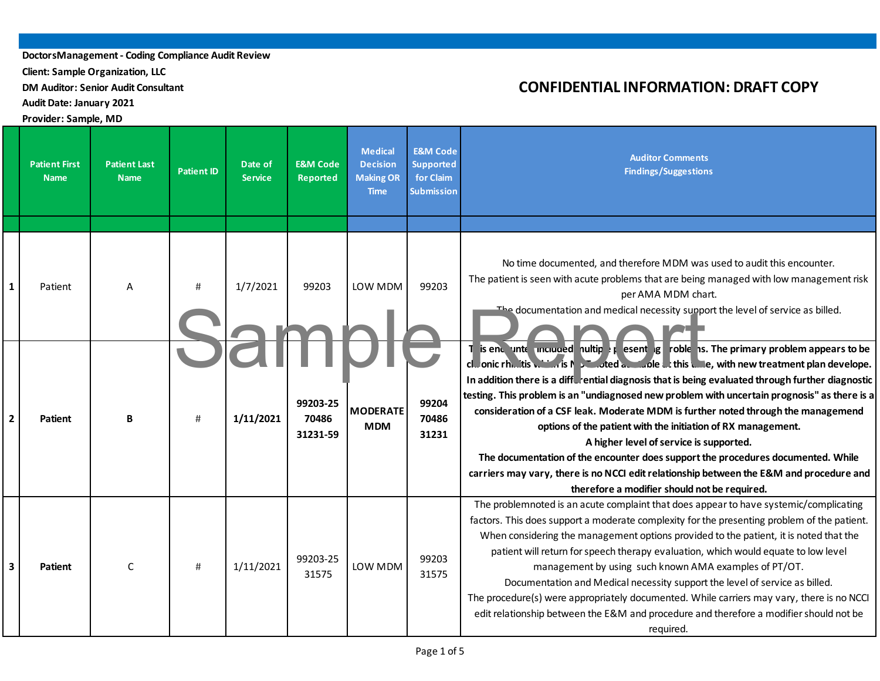DoctorsManagement - Coding Compliance Audit Review

Client: Sample Organization, LLC

DM Auditor: Senior Audit Consultant

Audit Date: January 2021

Provider: Sample, MD

**CONFIDENTIAL INFORMATION: DRAFT COPY**

| | Patient First Name | Patient Last Name | Patient ID | Date of Service | E&M Code Reported | Medical Decision Making OR Time | E&M Code Supported for Claim Submission | Auditor Comments Findings/Suggestions |
|---|---|---|---|---|---|---|---|---|
| 1 | Patient | A | # | 1/7/2021 | 99203 | LOW MDM | 99203 | No time documented, and therefore MDM was used to audit this encounter. The patient is seen with acute problems that are being managed with low management risk per AMA MDM chart. The documentation and medical necessity support the level of service as billed. |
| 2 | **Patient** | **B** | # | **1/11/2021** | **99203-25 70486 31231-59** | **MODERATE MDM** | **99204 70486 31231** | **This encounter included multiple presenting problems. The primary problem appears to be chronic rhinitis which is NOT noted as stable at this time, with new treatment plan develope. In addition there is a differential diagnosis that is being evaluated through further diagnostic testing. This problem is an "undiagnosed new problem with uncertain prognosis" as there is a consideration of a CSF leak. Moderate MDM is further noted through the managemend options of the patient with the initiation of RX management. A higher level of service is supported. The documentation of the encounter does support the procedures documented. While carriers may vary, there is no NCCI edit relationship between the E&M and procedure and therefore a modifier should not be required.** |
| 3 | **Patient** | C | # | 1/11/2021 | 99203-25 31575 | LOW MDM | 99203 31575 | The problemnoted is an acute complaint that does appear to have systemic/complicating factors. This does support a moderate complexity for the presenting problem of the patient. When considering the management options provided to the patient, it is noted that the patient will return for speech therapy evaluation, which would equate to low level management by using such known AMA examples of PT/OT. Documentation and Medical necessity support the level of service as billed. The procedure(s) were appropriately documented. While carriers may vary, there is no NCCI edit relationship between the E&M and procedure and therefore a modifier should not be required. |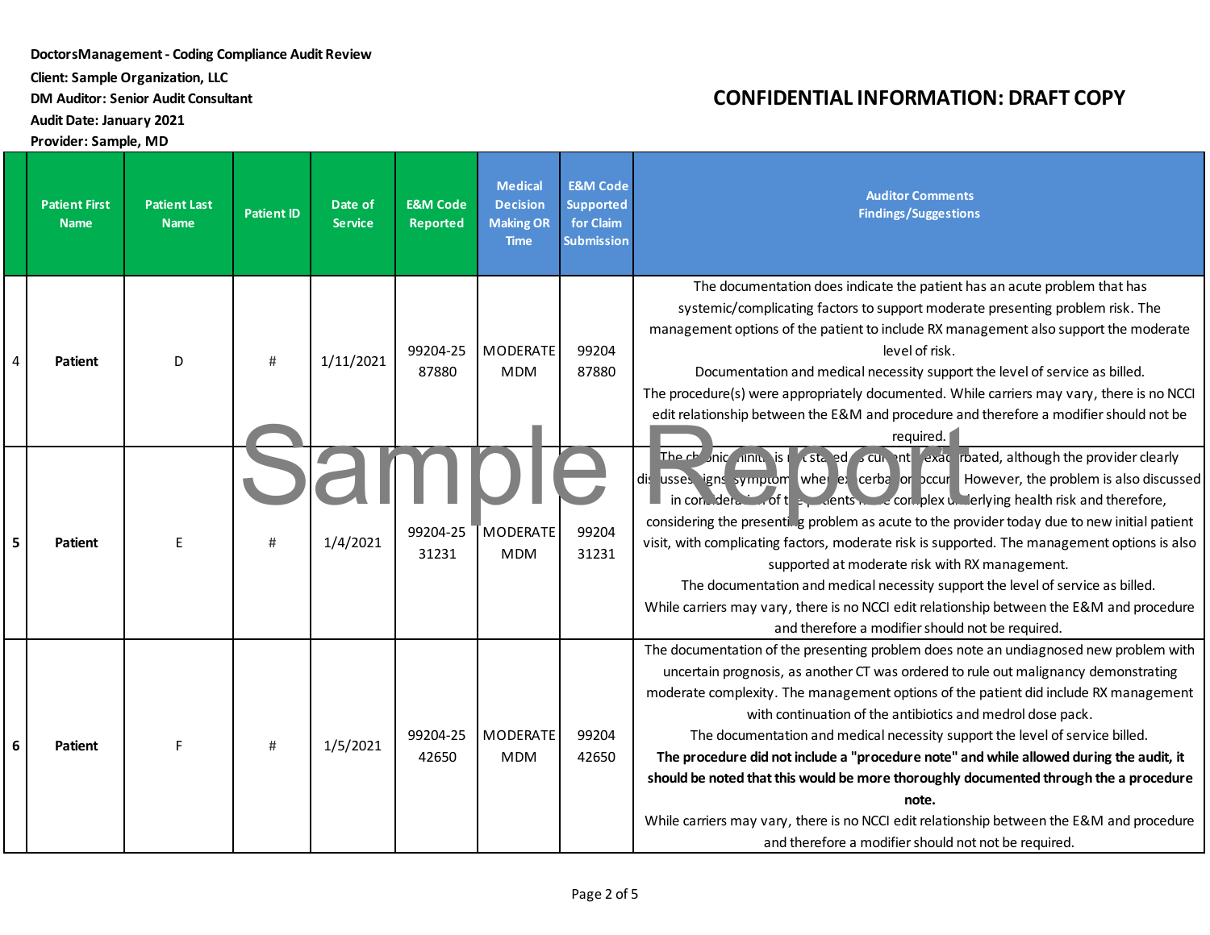**DoctorsManagement - Coding Compliance Audit Review**
**Client: Sample Organization, LLC**
**DM Auditor: Senior Audit Consultant**
**Audit Date: January 2021**
**Provider: Sample, MD**

**CONFIDENTIAL INFORMATION: DRAFT COPY**

| | Patient First Name | Patient Last Name | Patient ID | Date of Service | E&M Code Reported | Medical Decision Making OR Time | E&M Code Supported for Claim Submission | Auditor Comments Findings/Suggestions |
|---|---|---|---|---|---|---|---|---|
| 4 | **Patient** | D | # | 1/11/2021 | 99204-25 87880 | MODERATE MDM | 99204 87880 | The documentation does indicate the patient has an acute problem that has systemic/complicating factors to support moderate presenting problem risk. The management options of the patient to include RX management also support the moderate level of risk. Documentation and medical necessity support the level of service as billed. The procedure(s) were appropriately documented. While carriers may vary, there is no NCCI edit relationship between the E&M and procedure and therefore a modifier should not be required. |
| 5 | **Patient** | E | # | 1/4/2021 | 99204-25 31231 | MODERATE MDM | 99204 31231 | The chronic sinusitis is not stated as currently exacerbated, although the provider clearly discusses signs symptoms when exacerbation occurs. However, the problem is also discussed in consideration of the patients more complex underlying health risk and therefore, considering the presenting problem as acute to the provider today due to new initial patient visit, with complicating factors, moderate risk is supported. The management options is also supported at moderate risk with RX management. The documentation and medical necessity support the level of service as billed. While carriers may vary, there is no NCCI edit relationship between the E&M and procedure and therefore a modifier should not be required. |
| 6 | **Patient** | F | # | 1/5/2021 | 99204-25 42650 | MODERATE MDM | 99204 42650 | The documentation of the presenting problem does note an undiagnosed new problem with uncertain prognosis, as another CT was ordered to rule out malignancy demonstrating moderate complexity. The management options of the patient did include RX management with continuation of the antibiotics and medrol dose pack. The documentation and medical necessity support the level of service billed. **The procedure did not include a "procedure note" and while allowed during the audit, it should be noted that this would be more thoroughly documented through the a procedure note.** While carriers may vary, there is no NCCI edit relationship between the E&M and procedure and therefore a modifier should not not be required. |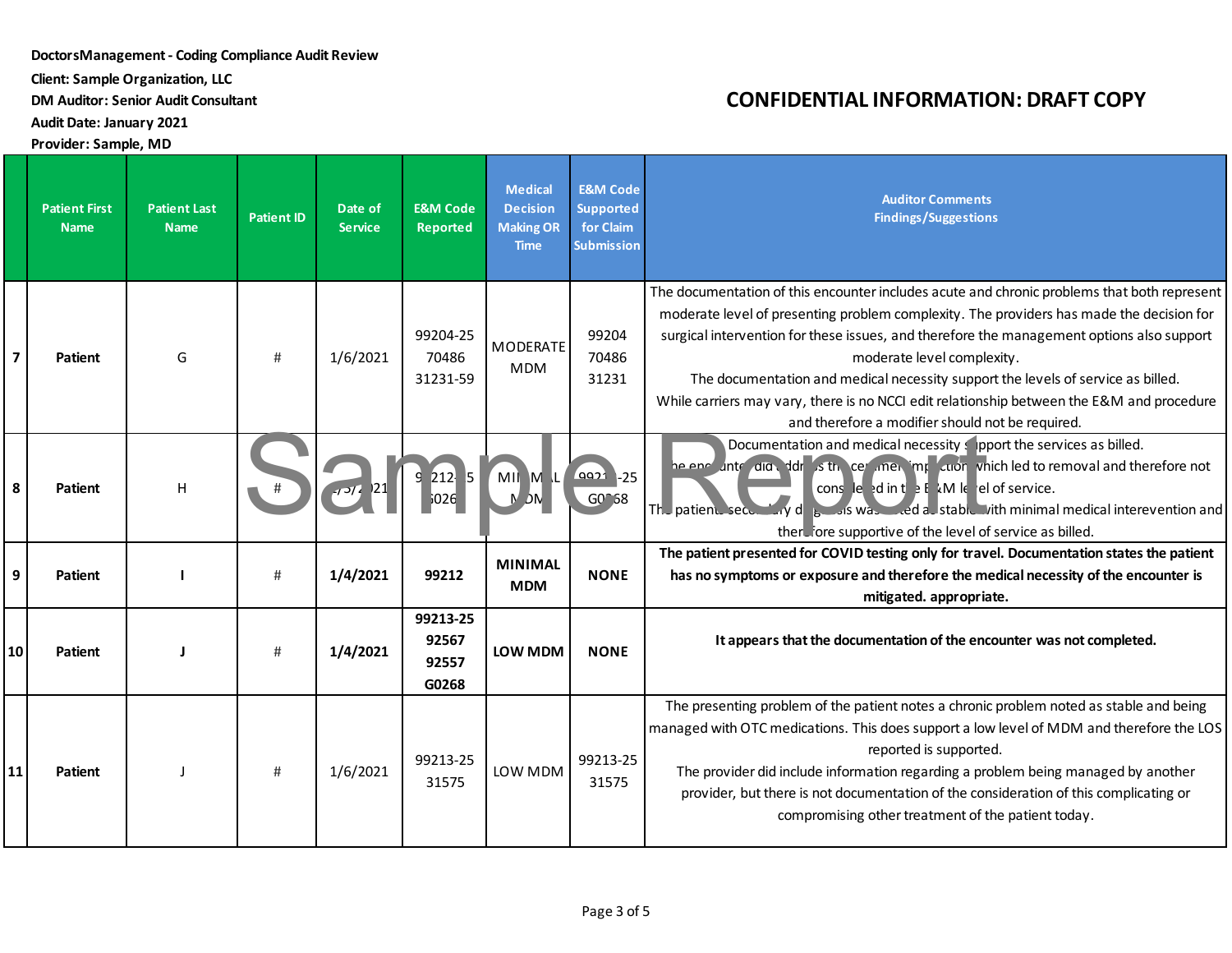DoctorsManagement - Coding Compliance Audit Review

Client: Sample Organization, LLC

DM Auditor: Senior Audit Consultant

Audit Date: January 2021

Provider: Sample, MD

**CONFIDENTIAL INFORMATION: DRAFT COPY**

| | Patient First Name | Patient Last Name | Patient ID | Date of Service | E&M Code Reported | Medical Decision Making OR Time | E&M Code Supported for Claim Submission | Auditor Comments Findings/Suggestions |
|---|---|---|---|---|---|---|---|---|
| 7 | Patient | G | # | 1/6/2021 | 99204-25 70486 31231-59 | MODERATE MDM | 99204 70486 31231 | The documentation of this encounter includes acute and chronic problems that both represent moderate level of presenting problem complexity. The providers has made the decision for surgical intervention for these issues, and therefore the management options also support moderate level complexity. The documentation and medical necessity support the levels of service as billed. While carriers may vary, there is no NCCI edit relationship between the E&M and procedure and therefore a modifier should not be required. |
| 8 | Patient | H | # | 1/5/2021 | 99212-25 G0268 | MINIMAL MDM | 99212-25 G0268 | Documentation and medical necessity support the services as billed. The encounter did address the cerumen impaction which led to removal and therefore not considered in the E&M level of service. The patients secondary diagnosis was noted as stable with minimal medical interevention and therefore supportive of the level of service as billed. |
| 9 | **Patient** | **I** | **#** | **1/4/2021** | **99212** | **MINIMAL MDM** | **NONE** | **The patient presented for COVID testing only for travel. Documentation states the patient has no symptoms or exposure and therefore the medical necessity of the encounter is mitigated. appropriate.** |
| 10 | **Patient** | **J** | **#** | **1/4/2021** | **99213-25 92567 92557 G0268** | **LOW MDM** | **NONE** | **It appears that the documentation of the encounter was not completed.** |
| 11 | Patient | J | # | 1/6/2021 | 99213-25 31575 | LOW MDM | 99213-25 31575 | The presenting problem of the patient notes a chronic problem noted as stable and being managed with OTC medications. This does support a low level of MDM and therefore the LOS reported is supported. The provider did include information regarding a problem being managed by another provider, but there is not documentation of the consideration of this complicating or compromising other treatment of the patient today. |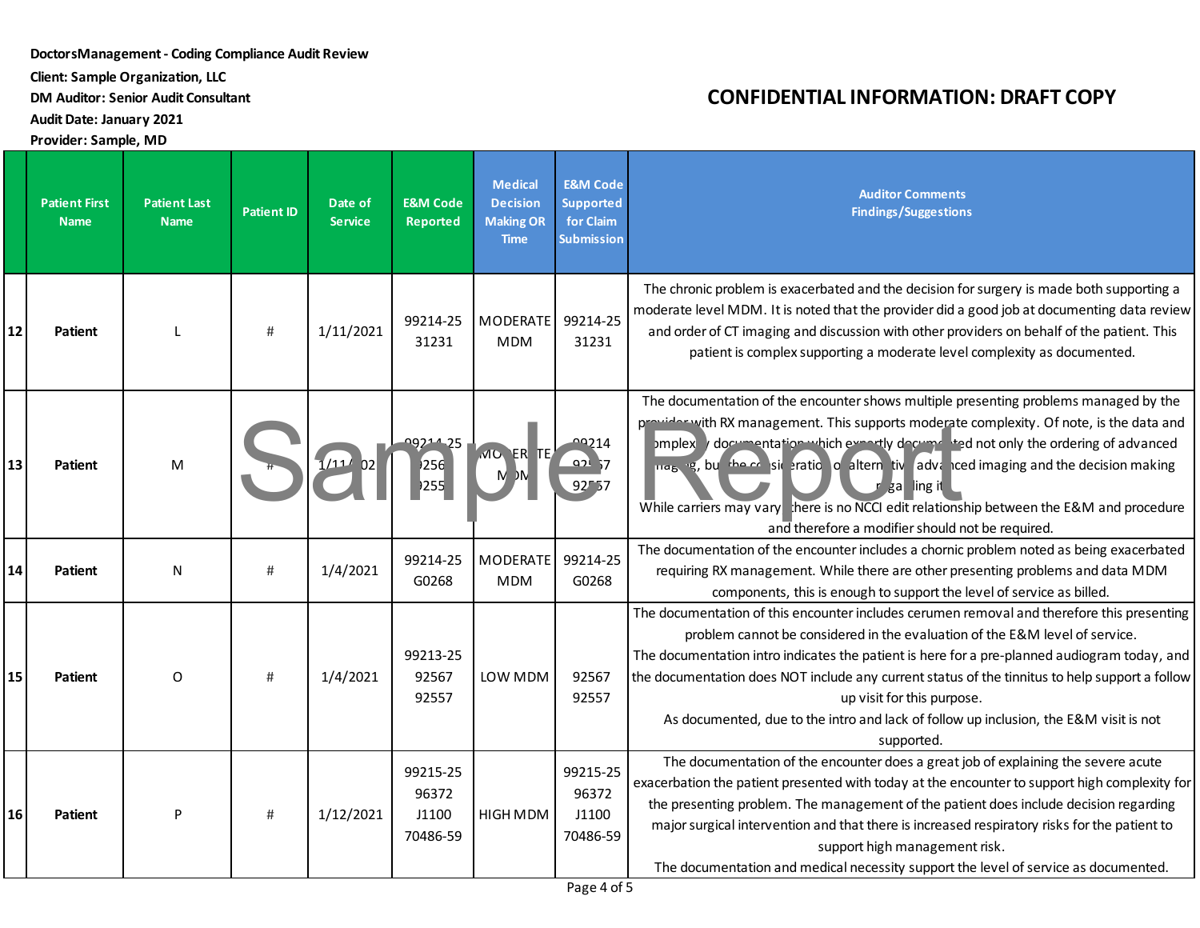DoctorsManagement - Coding Compliance Audit Review
Client: Sample Organization, LLC
DM Auditor: Senior Audit Consultant
Audit Date: January 2021
Provider: Sample, MD

**CONFIDENTIAL INFORMATION: DRAFT COPY**

| | Patient First Name | Patient Last Name | Patient ID | Date of Service | E&M Code Reported | Medical Decision Making OR Time | E&M Code Supported for Claim Submission | Auditor Comments Findings/Suggestions |
|---|---|---|---|---|---|---|---|---|
| 12 | Patient | L | # | 1/11/2021 | 99214-25 31231 | MODERATE MDM | 99214-25 31231 | The chronic problem is exacerbated and the decision for surgery is made both supporting a moderate level MDM. It is noted that the provider did a good job at documenting data review and order of CT imaging and discussion with other providers on behalf of the patient. This patient is complex supporting a moderate level complexity as documented. |
| 13 | Patient | M | # | 1/11/2021 | 99214-25 92567 92557 | MODERATE MDM | 99214 92567 92557 | The documentation of the encounter shows multiple presenting problems managed by the provider with RX management. This supports moderate complexity. Of note, is the data and complexity documentation which expertly documented not only the ordering of advanced imaging, but the consideration of alternative advanced imaging and the decision making regarding it. While carriers may vary, there is no NCCI edit relationship between the E&M and procedure and therefore a modifier should not be required. |
| 14 | Patient | N | # | 1/4/2021 | 99214-25 G0268 | MODERATE MDM | 99214-25 G0268 | The documentation of the encounter includes a chornic problem noted as being exacerbated requiring RX management. While there are other presenting problems and data MDM components, this is enough to support the level of service as billed. |
| 15 | Patient | O | # | 1/4/2021 | 99213-25 92567 92557 | LOW MDM | 92567 92557 | The documentation of this encounter includes cerumen removal and therefore this presenting problem cannot be considered in the evaluation of the E&M level of service. The documentation intro indicates the patient is here for a pre-planned audiogram today, and the documentation does NOT include any current status of the tinnitus to help support a follow up visit for this purpose. As documented, due to the intro and lack of follow up inclusion, the E&M visit is not supported. |
| 16 | Patient | P | # | 1/12/2021 | 99215-25 96372 J1100 70486-59 | HIGH MDM | 99215-25 96372 J1100 70486-59 | The documentation of the encounter does a great job of explaining the severe acute exacerbation the patient presented with today at the encounter to support high complexity for the presenting problem. The management of the patient does include decision regarding major surgical intervention and that there is increased respiratory risks for the patient to support high management risk. The documentation and medical necessity support the level of service as documented. |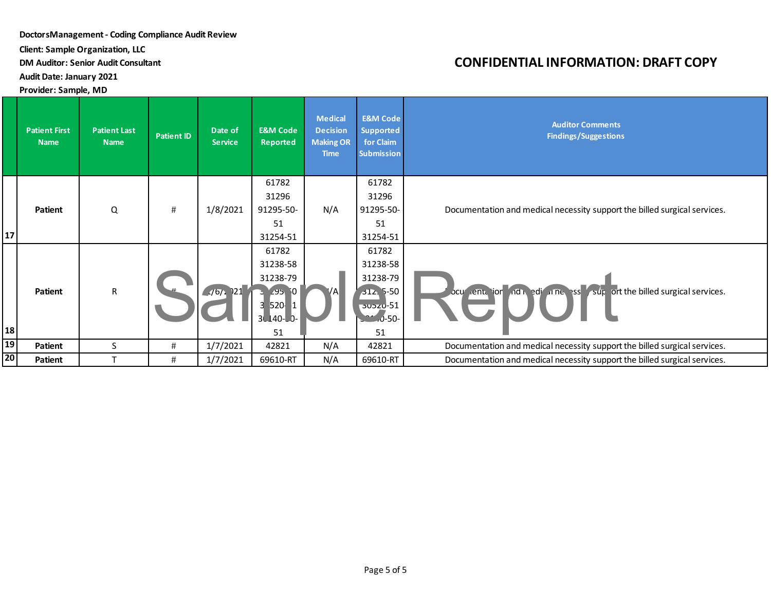DoctorsManagement - Coding Compliance Audit Review

Client: Sample Organization, LLC

DM Auditor: Senior Audit Consultant

Audit Date: January 2021

Provider: Sample, MD

**CONFIDENTIAL INFORMATION: DRAFT COPY**

| | Patient First Name | Patient Last Name | Patient ID | Date of Service | E&M Code Reported | Medical Decision Making OR Time | E&M Code Supported for Claim Submission | Auditor Comments Findings/Suggestions |
|---|---|---|---|---|---|---|---|---|
| 17 | Patient | Q | # | 1/8/2021 | 61782 31296 91295-50-51 31254-51 | N/A | 61782 31296 91295-50-51 31254-51 | Documentation and medical necessity support the billed surgical services. |
| 18 | Patient | R | # | 1/6/2021 | 61782 31238-58 31238-79 31295-50 30520-51 30140-50-51 | N/A | 61782 31238-58 31238-79 31295-50 30520-51 30140-50-51 | Documentation and medical necessity support the billed surgical services. |
| 19 | Patient | S | # | 1/7/2021 | 42821 | N/A | 42821 | Documentation and medical necessity support the billed surgical services. |
| 20 | Patient | T | # | 1/7/2021 | 69610-RT | N/A | 69610-RT | Documentation and medical necessity support the billed surgical services. |

Sample Report